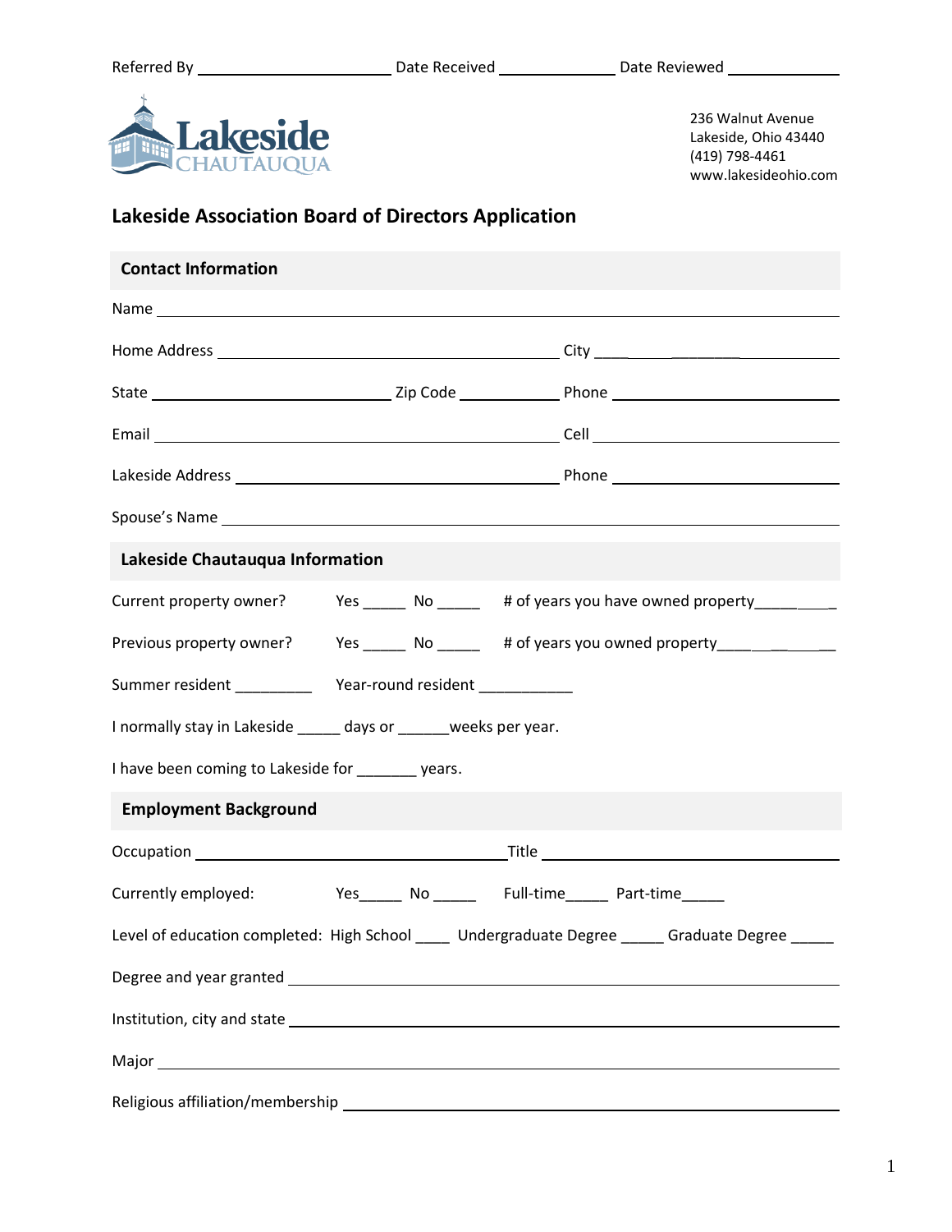Referred By \_\_\_\_\_\_\_\_\_\_\_\_\_\_\_\_\_\_\_\_\_\_\_\_ Date Received \_\_\_\_\_\_\_\_\_\_\_\_\_\_\_ Date Reviewed \_\_\_\_\_\_\_\_\_\_\_\_\_\_

Lakeside CHAUTAUQUA

236 Walnut Avenue
Lakeside, Ohio 43440
(419) 798-4461
www.lakesideohio.com

## Lakeside Association Board of Directors Application

### Contact Information

Name \_\_\_\_\_\_\_\_\_\_\_\_\_\_\_\_\_\_\_\_\_\_\_\_\_\_\_\_\_\_\_\_\_\_\_\_\_\_\_\_\_\_\_\_\_\_\_\_\_\_\_\_\_\_\_\_\_\_\_\_\_\_\_\_\_\_\_\_\_\_\_\_\_\_\_\_\_\_\_\_\_

Home Address \_\_\_\_\_\_\_\_\_\_\_\_\_\_\_\_\_\_\_\_\_\_\_\_\_\_\_\_\_\_\_\_\_\_\_\_\_\_\_\_\_\_ City \_\_\_\_\_\_\_\_\_\_\_\_\_\_\_\_\_\_\_\_\_\_\_\_\_\_\_\_\_\_\_

State \_\_\_\_\_\_\_\_\_\_\_\_\_\_\_\_\_\_\_\_\_\_\_\_\_\_\_\_\_\_ Zip Code \_\_\_\_\_\_\_\_\_\_\_\_\_ Phone \_\_\_\_\_\_\_\_\_\_\_\_\_\_\_\_\_\_\_\_\_\_\_\_\_\_\_\_\_

Email \_\_\_\_\_\_\_\_\_\_\_\_\_\_\_\_\_\_\_\_\_\_\_\_\_\_\_\_\_\_\_\_\_\_\_\_\_\_\_\_\_\_\_\_\_\_\_\_\_\_\_\_ Cell \_\_\_\_\_\_\_\_\_\_\_\_\_\_\_\_\_\_\_\_\_\_\_\_\_\_\_\_\_\_\_\_

Lakeside Address \_\_\_\_\_\_\_\_\_\_\_\_\_\_\_\_\_\_\_\_\_\_\_\_\_\_\_\_\_\_\_\_\_\_\_\_\_\_\_\_\_\_ Phone \_\_\_\_\_\_\_\_\_\_\_\_\_\_\_\_\_\_\_\_\_\_\_\_\_\_\_\_\_

Spouse's Name \_\_\_\_\_\_\_\_\_\_\_\_\_\_\_\_\_\_\_\_\_\_\_\_\_\_\_\_\_\_\_\_\_\_\_\_\_\_\_\_\_\_\_\_\_\_\_\_\_\_\_\_\_\_\_\_\_\_\_\_\_\_\_\_\_\_\_\_\_\_\_\_\_\_\_

### Lakeside Chautauqua Information

Current property owner? Yes \_\_\_\_\_ No \_\_\_\_\_ # of years you have owned property\_\_\_\_\_\_\_\_\_\_

Previous property owner? Yes \_\_\_\_\_ No \_\_\_\_\_ # of years you owned property\_\_\_\_\_\_\_\_\_\_\_\_\_\_\_

Summer resident \_\_\_\_\_\_\_\_\_ Year-round resident \_\_\_\_\_\_\_\_\_\_\_

I normally stay in Lakeside \_\_\_\_\_ days or \_\_\_\_\_\_weeks per year.

I have been coming to Lakeside for \_\_\_\_\_\_\_ years.

### Employment Background

Occupation \_\_\_\_\_\_\_\_\_\_\_\_\_\_\_\_\_\_\_\_\_\_\_\_\_\_\_\_\_\_\_\_\_\_\_\_\_\_\_Title \_\_\_\_\_\_\_\_\_\_\_\_\_\_\_\_\_\_\_\_\_\_\_\_\_\_\_\_\_\_\_\_\_\_\_\_\_\_

Currently employed: Yes\_\_\_\_\_ No \_\_\_\_\_ Full-time\_\_\_\_\_ Part-time\_\_\_\_\_

Level of education completed: High School \_\_\_\_ Undergraduate Degree \_\_\_\_\_ Graduate Degree \_\_\_\_\_

Degree and year granted \_\_\_\_\_\_\_\_\_\_\_\_\_\_\_\_\_\_\_\_\_\_\_\_\_\_\_\_\_\_\_\_\_\_\_\_\_\_\_\_\_\_\_\_\_\_\_\_\_\_\_\_\_\_\_\_\_\_\_\_\_\_\_\_\_\_

Institution, city and state \_\_\_\_\_\_\_\_\_\_\_\_\_\_\_\_\_\_\_\_\_\_\_\_\_\_\_\_\_\_\_\_\_\_\_\_\_\_\_\_\_\_\_\_\_\_\_\_\_\_\_\_\_\_\_\_\_\_\_\_\_\_\_\_\_

Major \_\_\_\_\_\_\_\_\_\_\_\_\_\_\_\_\_\_\_\_\_\_\_\_\_\_\_\_\_\_\_\_\_\_\_\_\_\_\_\_\_\_\_\_\_\_\_\_\_\_\_\_\_\_\_\_\_\_\_\_\_\_\_\_\_\_\_\_\_\_\_\_\_\_\_\_\_\_\_\_

Religious affiliation/membership \_\_\_\_\_\_\_\_\_\_\_\_\_\_\_\_\_\_\_\_\_\_\_\_\_\_\_\_\_\_\_\_\_\_\_\_\_\_\_\_\_\_\_\_\_\_\_\_\_\_\_\_\_\_\_\_\_\_\_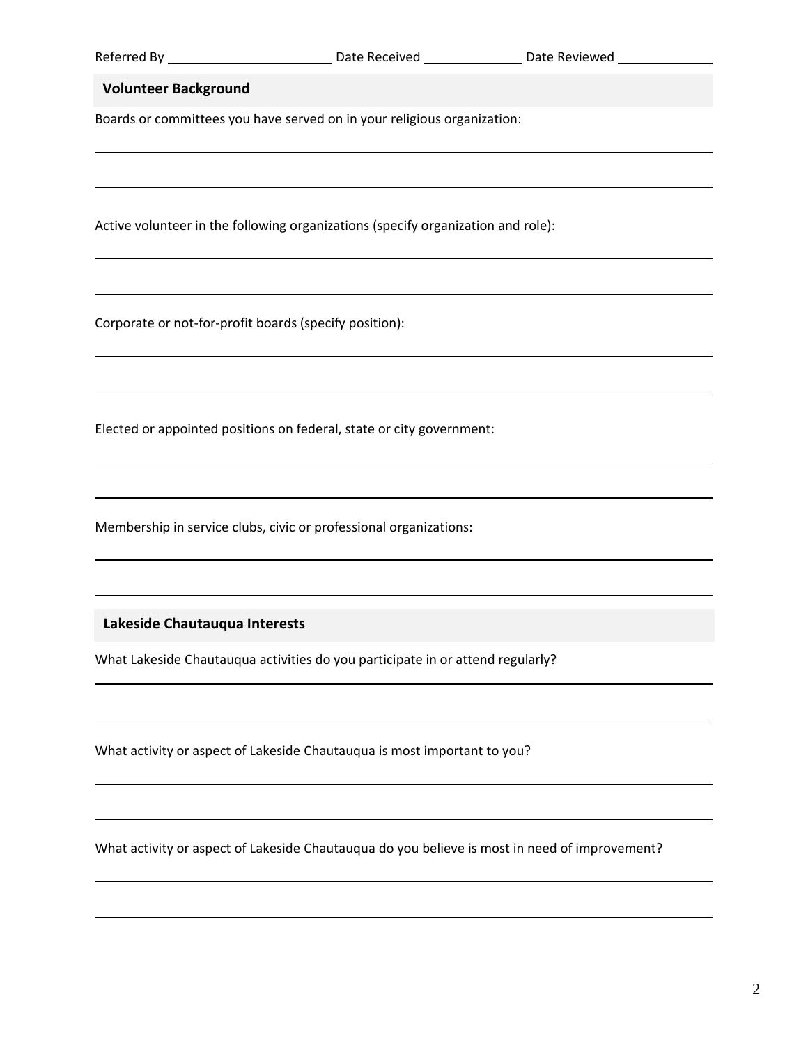Referred By ______________________ Date Received _____________ Date Reviewed _____________

## Volunteer Background

Boards or committees you have served on in your religious organization:

______________________________________________________________________________

______________________________________________________________________________

Active volunteer in the following organizations (specify organization and role):

______________________________________________________________________________

______________________________________________________________________________

Corporate or not-for-profit boards (specify position):

______________________________________________________________________________

______________________________________________________________________________

Elected or appointed positions on federal, state or city government:

______________________________________________________________________________

______________________________________________________________________________

Membership in service clubs, civic or professional organizations:

______________________________________________________________________________

______________________________________________________________________________

## Lakeside Chautauqua Interests

What Lakeside Chautauqua activities do you participate in or attend regularly?

______________________________________________________________________________

______________________________________________________________________________

What activity or aspect of Lakeside Chautauqua is most important to you?

______________________________________________________________________________

______________________________________________________________________________

What activity or aspect of Lakeside Chautauqua do you believe is most in need of improvement?

______________________________________________________________________________

______________________________________________________________________________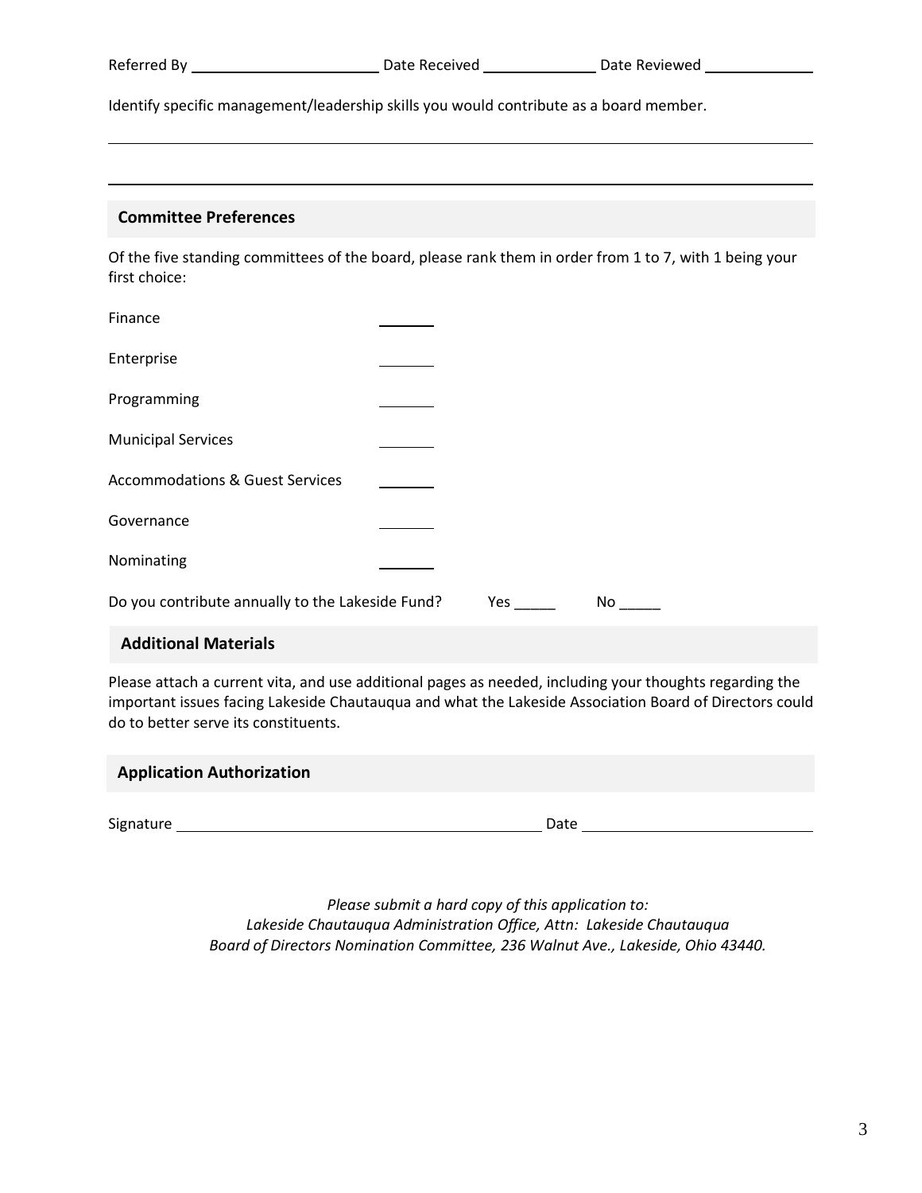Referred By \_\_\_\_\_\_\_\_\_\_\_\_\_\_\_\_\_\_\_\_\_\_ Date Received \_\_\_\_\_\_\_\_\_\_\_\_\_ Date Reviewed \_\_\_\_\_\_\_\_\_\_\_\_\_

Identify specific management/leadership skills you would contribute as a board member.

\_\_\_\_\_\_\_\_\_\_\_\_\_\_\_\_\_\_\_\_\_\_\_\_\_\_\_\_\_\_\_\_\_\_\_\_\_\_\_\_\_\_\_\_\_\_\_\_\_\_\_\_\_\_\_\_\_\_\_\_\_\_\_\_\_\_\_\_\_\_\_\_\_\_\_\_\_\_

\_\_\_\_\_\_\_\_\_\_\_\_\_\_\_\_\_\_\_\_\_\_\_\_\_\_\_\_\_\_\_\_\_\_\_\_\_\_\_\_\_\_\_\_\_\_\_\_\_\_\_\_\_\_\_\_\_\_\_\_\_\_\_\_\_\_\_\_\_\_\_\_\_\_\_\_\_\_

## Committee Preferences

Of the five standing committees of the board, please rank them in order from 1 to 7, with 1 being your first choice:

| | |
|---|---|
| Finance | \_\_\_\_\_\_\_ |
| Enterprise | \_\_\_\_\_\_\_ |
| Programming | \_\_\_\_\_\_\_ |
| Municipal Services | \_\_\_\_\_\_\_ |
| Accommodations & Guest Services | \_\_\_\_\_\_\_ |
| Governance | \_\_\_\_\_\_\_ |
| Nominating | \_\_\_\_\_\_\_ |

Do you contribute annually to the Lakeside Fund? Yes \_\_\_\_\_ No \_\_\_\_\_

## Additional Materials

Please attach a current vita, and use additional pages as needed, including your thoughts regarding the important issues facing Lakeside Chautauqua and what the Lakeside Association Board of Directors could do to better serve its constituents.

## Application Authorization

Signature \_\_\_\_\_\_\_\_\_\_\_\_\_\_\_\_\_\_\_\_\_\_\_\_\_\_\_\_\_\_\_\_\_\_\_\_\_\_\_\_\_\_ Date \_\_\_\_\_\_\_\_\_\_\_\_\_\_\_\_\_\_\_\_\_\_\_\_\_\_

*Please submit a hard copy of this application to:*
*Lakeside Chautauqua Administration Office, Attn: Lakeside Chautauqua Board of Directors Nomination Committee, 236 Walnut Ave., Lakeside, Ohio 43440.*